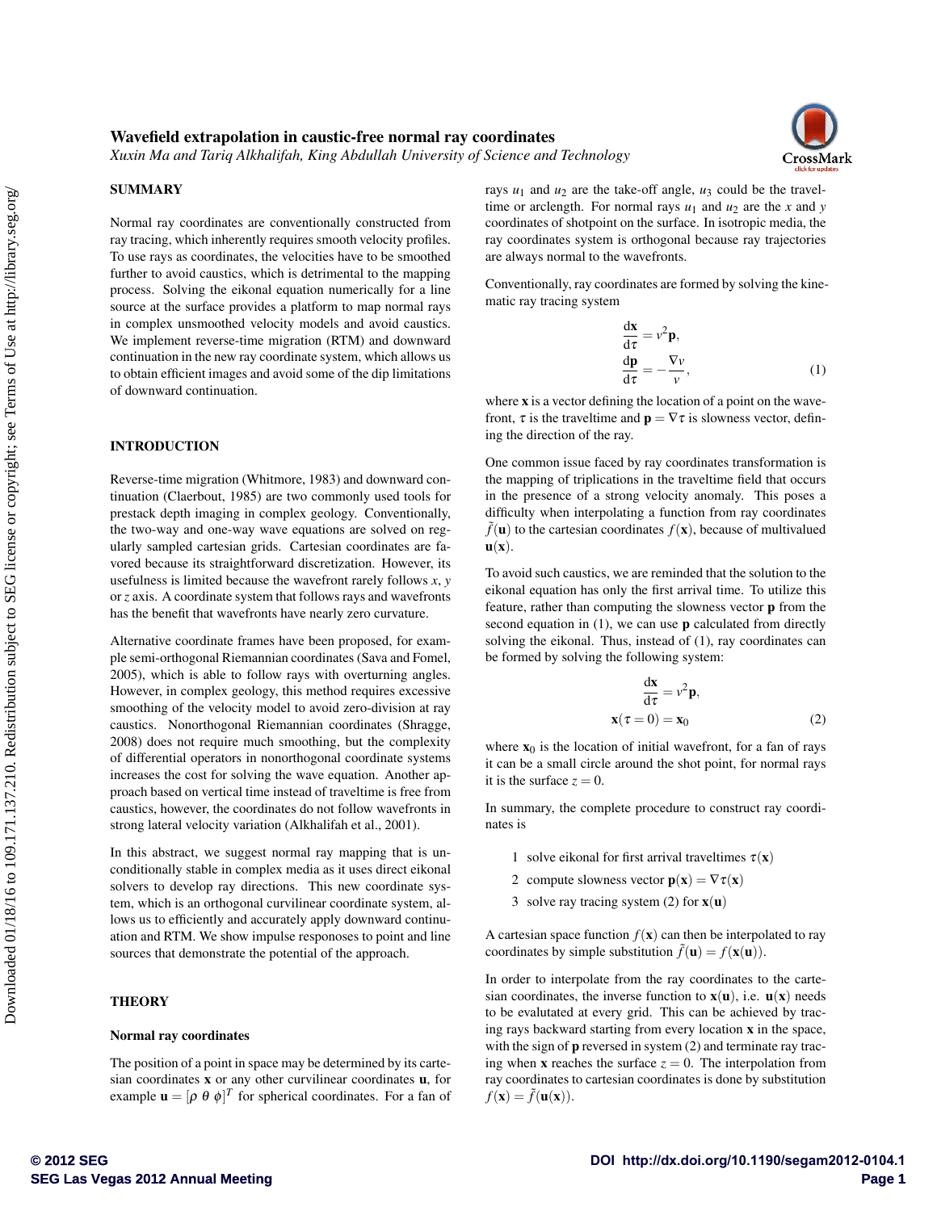# Wavefield extrapolation in caustic-free normal ray coordinates

*Xuxin Ma and Tariq Alkhalifah, King Abdullah University of Science and Technology*

## SUMMARY

Normal ray coordinates are conventionally constructed from ray tracing, which inherently requires smooth velocity profiles. To use rays as coordinates, the velocities have to be smoothed further to avoid caustics, which is detrimental to the mapping process. Solving the eikonal equation numerically for a line source at the surface provides a platform to map normal rays in complex unsmoothed velocity models and avoid caustics. We implement reverse-time migration (RTM) and downward continuation in the new ray coordinate system, which allows us to obtain efficient images and avoid some of the dip limitations of downward continuation.

## INTRODUCTION

Reverse-time migration (Whitmore, 1983) and downward continuation (Claerbout, 1985) are two commonly used tools for prestack depth imaging in complex geology. Conventionally, the two-way and one-way wave equations are solved on regularly sampled cartesian grids. Cartesian coordinates are favored because its straightforward discretization. However, its usefulness is limited because the wavefront rarely follows $x$, $y$ or $z$ axis. A coordinate system that follows rays and wavefronts has the benefit that wavefronts have nearly zero curvature.

Alternative coordinate frames have been proposed, for example semi-orthogonal Riemannian coordinates (Sava and Fomel, 2005), which is able to follow rays with overturning angles. However, in complex geology, this method requires excessive smoothing of the velocity model to avoid zero-division at ray caustics. Nonorthogonal Riemannian coordinates (Shragge, 2008) does not require much smoothing, but the complexity of differential operators in nonorthogonal coordinate systems increases the cost for solving the wave equation. Another approach based on vertical time instead of traveltime is free from caustics, however, the coordinates do not follow wavefronts in strong lateral velocity variation (Alkhalifah et al., 2001).

In this abstract, we suggest normal ray mapping that is unconditionally stable in complex media as it uses direct eikonal solvers to develop ray directions. This new coordinate system, which is an orthogonal curvilinear coordinate system, allows us to efficiently and accurately apply downward continuation and RTM. We show impulse responoses to point and line sources that demonstrate the potential of the approach.

## THEORY

### Normal ray coordinates

The position of a point in space may be determined by its cartesian coordinates $\mathbf{x}$ or any other curvilinear coordinates $\mathbf{u}$, for example $\mathbf{u} = [\rho\ \theta\ \phi]^T$ for spherical coordinates. For a fan of rays $u_1$ and $u_2$ are the take-off angle, $u_3$ could be the traveltime or arclength. For normal rays $u_1$ and $u_2$ are the $x$ and $y$ coordinates of shotpoint on the surface. In isotropic media, the ray coordinates system is orthogonal because ray trajectories are always normal to the wavefronts.

Conventionally, ray coordinates are formed by solving the kinematic ray tracing system

$$
\begin{aligned}
\frac{\mathrm{d}\mathbf{x}}{\mathrm{d}\tau} &= v^2\mathbf{p}, \\
\frac{\mathrm{d}\mathbf{p}}{\mathrm{d}\tau} &= -\frac{\nabla v}{v},
\end{aligned}
\tag{1}
$$

where $\mathbf{x}$ is a vector defining the location of a point on the wavefront, $\tau$ is the traveltime and $\mathbf{p} = \nabla\tau$ is slowness vector, defining the direction of the ray.

One common issue faced by ray coordinates transformation is the mapping of triplications in the traveltime field that occurs in the presence of a strong velocity anomaly. This poses a difficulty when interpolating a function from ray coordinates $\tilde{f}(\mathbf{u})$ to the cartesian coordinates $f(\mathbf{x})$, because of multivalued $\mathbf{u}(\mathbf{x})$.

To avoid such caustics, we are reminded that the solution to the eikonal equation has only the first arrival time. To utilize this feature, rather than computing the slowness vector $\mathbf{p}$ from the second equation in (1), we can use $\mathbf{p}$ calculated from directly solving the eikonal. Thus, instead of (1), ray coordinates can be formed by solving the following system:

$$
\begin{aligned}
\frac{\mathrm{d}\mathbf{x}}{\mathrm{d}\tau} &= v^2\mathbf{p}, \\
\mathbf{x}(\tau = 0) &= \mathbf{x}_0
\end{aligned}
\tag{2}
$$

where $\mathbf{x}_0$ is the location of initial wavefront, for a fan of rays it can be a small circle around the shot point, for normal rays it is the surface $z = 0$.

In summary, the complete procedure to construct ray coordinates is

1. solve eikonal for first arrival traveltimes $\tau(\mathbf{x})$
2. compute slowness vector $\mathbf{p}(\mathbf{x}) = \nabla\tau(\mathbf{x})$
3. solve ray tracing system (2) for $\mathbf{x}(\mathbf{u})$

A cartesian space function $f(\mathbf{x})$ can then be interpolated to ray coordinates by simple substitution $\tilde{f}(\mathbf{u}) = f(\mathbf{x}(\mathbf{u}))$.

In order to interpolate from the ray coordinates to the cartesian coordinates, the inverse function to $\mathbf{x}(\mathbf{u})$, i.e. $\mathbf{u}(\mathbf{x})$ needs to be evalutated at every grid. This can be achieved by tracing rays backward starting from every location $\mathbf{x}$ in the space, with the sign of $\mathbf{p}$ reversed in system (2) and terminate ray tracing when $\mathbf{x}$ reaches the surface $z = 0$. The interpolation from ray coordinates to cartesian coordinates is done by substitution $f(\mathbf{x}) = \tilde{f}(\mathbf{u}(\mathbf{x}))$.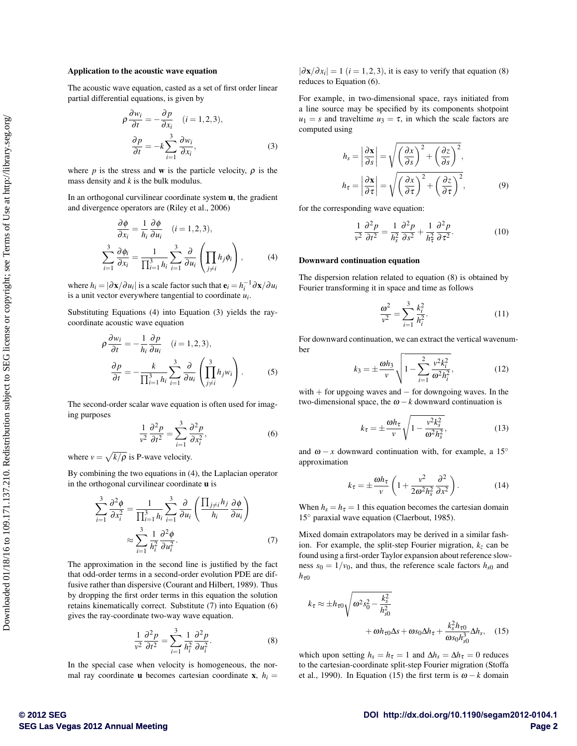### Application to the acoustic wave equation

The acoustic wave equation, casted as a set of first order linear partial differential equations, is given by

$$\rho \frac{\partial w_i}{\partial t} = -\frac{\partial p}{\partial x_i} \quad (i = 1, 2, 3),$$
$$\frac{\partial p}{\partial t} = -k \sum_{i=1}^{3} \frac{\partial w_i}{\partial x_i}, \tag{3}$$

where $p$ is the stress and $\mathbf{w}$ is the particle velocity, $\rho$ is the mass density and $k$ is the bulk modulus.

In an orthogonal curvilinear coordinate system $\mathbf{u}$, the gradient and divergence operators are (Riley et al., 2006)

$$\frac{\partial \phi}{\partial x_i} = \frac{1}{h_i} \frac{\partial \phi}{\partial u_i} \quad (i = 1, 2, 3),$$
$$\sum_{i=1}^{3} \frac{\partial \phi_i}{\partial x_i} = \frac{1}{\prod_{i=1}^{3} h_i} \sum_{i=1}^{3} \frac{\partial}{\partial u_i} \left( \prod_{j \neq i} h_j \phi_i \right), \tag{4}$$

where $h_i = |\partial \mathbf{x} / \partial u_i|$ is a scale factor such that $\mathbf{e}_i = h_i^{-1} \partial \mathbf{x} / \partial u_i$ is a unit vector everywhere tangential to coordinate $u_i$.

Substituting Equations (4) into Equation (3) yields the ray-coordinate acoustic wave equation

$$\rho \frac{\partial w_i}{\partial t} = -\frac{1}{h_i} \frac{\partial p}{\partial u_i} \quad (i = 1, 2, 3),$$
$$\frac{\partial p}{\partial t} = -\frac{k}{\prod_{i=1}^{3} h_i} \sum_{i=1}^{3} \frac{\partial}{\partial u_i} \left( \prod_{j \neq i}^{3} h_j w_i \right). \tag{5}$$

The second-order scalar wave equation is often used for imaging purposes

$$\frac{1}{v^2} \frac{\partial^2 p}{\partial t^2} = \sum_{i=1}^{3} \frac{\partial^2 p}{\partial x_i^2}, \tag{6}$$

where $v = \sqrt{k/\rho}$ is P-wave velocity.

By combining the two equations in (4), the Laplacian operator in the orthogonal curvilinear coordinate $\mathbf{u}$ is

$$\sum_{i=1}^{3} \frac{\partial^2 \phi}{\partial x_i^2} = \frac{1}{\prod_{i=1}^{3} h_i} \sum_{i=1}^{3} \frac{\partial}{\partial u_i} \left( \frac{\prod_{j \neq i} h_j}{h_i} \frac{\partial \phi}{\partial u_i} \right)$$
$$\approx \sum_{i=1}^{3} \frac{1}{h_i^2} \frac{\partial^2 \phi}{\partial u_i^2}. \tag{7}$$

The approximation in the second line is justified by the fact that odd-order terms in a second-order evolution PDE are diffusive rather than dispersive (Courant and Hilbert, 1989). Thus by dropping the first order terms in this equation the solution retains kinematically correct. Substitute (7) into Equation (6) gives the ray-coordinate two-way wave equation.

$$\frac{1}{v^2} \frac{\partial^2 p}{\partial t^2} = \sum_{i=1}^{3} \frac{1}{h_i^2} \frac{\partial^2 p}{\partial u_i^2}. \tag{8}$$

In the special case when velocity is homogeneous, the normal ray coordinate $\mathbf{u}$ becomes cartesian coordinate $\mathbf{x}$, $h_i = |\partial \mathbf{x} / \partial x_i| = 1$ $(i = 1, 2, 3)$, it is easy to verify that equation (8) reduces to Equation (6).

For example, in two-dimensional space, rays initiated from a line source may be specified by its components shotpoint $u_1 = s$ and traveltime $u_3 = \tau$, in which the scale factors are computed using

$$h_s = \left| \frac{\partial \mathbf{x}}{\partial s} \right| = \sqrt{\left( \frac{\partial x}{\partial s} \right)^2 + \left( \frac{\partial z}{\partial s} \right)^2},$$
$$h_\tau = \left| \frac{\partial \mathbf{x}}{\partial \tau} \right| = \sqrt{\left( \frac{\partial x}{\partial \tau} \right)^2 + \left( \frac{\partial z}{\partial \tau} \right)^2}, \tag{9}$$

for the corresponding wave equation:

$$\frac{1}{v^2} \frac{\partial^2 p}{\partial t^2} = \frac{1}{h_s^2} \frac{\partial^2 p}{\partial s^2} + \frac{1}{h_\tau^2} \frac{\partial^2 p}{\partial \tau^2}. \tag{10}$$

### Downward continuation equation

The dispersion relation related to equation (8) is obtained by Fourier transforming it in space and time as follows

$$\frac{\omega^2}{v^2} = \sum_{i=1}^{3} \frac{k_i^2}{h_i^2}. \tag{11}$$

For downward continuation, we can extract the vertical wavenumber

$$k_3 = \pm \frac{\omega h_3}{v} \sqrt{1 - \sum_{i=1}^{2} \frac{v^2 k_i^2}{\omega^2 h_i^2}}, \tag{12}$$

with $+$ for upgoing waves and $-$ for downgoing waves. In the two-dimensional space, the $\omega - k$ downward continuation is

$$k_\tau = \pm \frac{\omega h_\tau}{v} \sqrt{1 - \frac{v^2 k_s^2}{\omega^2 h_s^2}}, \tag{13}$$

and $\omega - x$ downward continuation with, for example, a 15° approximation

$$k_\tau = \pm \frac{\omega h_\tau}{v} \left( 1 + \frac{v^2}{2\omega^2 h_s^2} \frac{\partial^2}{\partial x^2} \right). \tag{14}$$

When $h_s = h_\tau = 1$ this equation becomes the cartesian domain 15° paraxial wave equation (Claerbout, 1985).

Mixed domain extrapolators may be derived in a similar fashion. For example, the split-step Fourier migration, $k_z$ can be found using a first-order Taylor expansion about reference slowness $s_0 = 1/v_0$, and thus, the reference scale factors $h_{s0}$ and $h_{\tau 0}$

$$k_\tau \approx \pm h_{\tau 0} \sqrt{\omega^2 s_0^2 - \frac{k_s^2}{h_{s0}^2}}$$
$$+ \omega h_{\tau 0} \Delta s + \omega s_0 \Delta h_\tau + \frac{k_s^2 h_{\tau 0}}{\omega s_0 h_{s0}^3} \Delta h_s, \tag{15}$$

which upon setting $h_s = h_\tau = 1$ and $\Delta h_s = \Delta h_\tau = 0$ reduces to the cartesian-coordinate split-step Fourier migration (Stoffa et al., 1990). In Equation (15) the first term is $\omega - k$ domain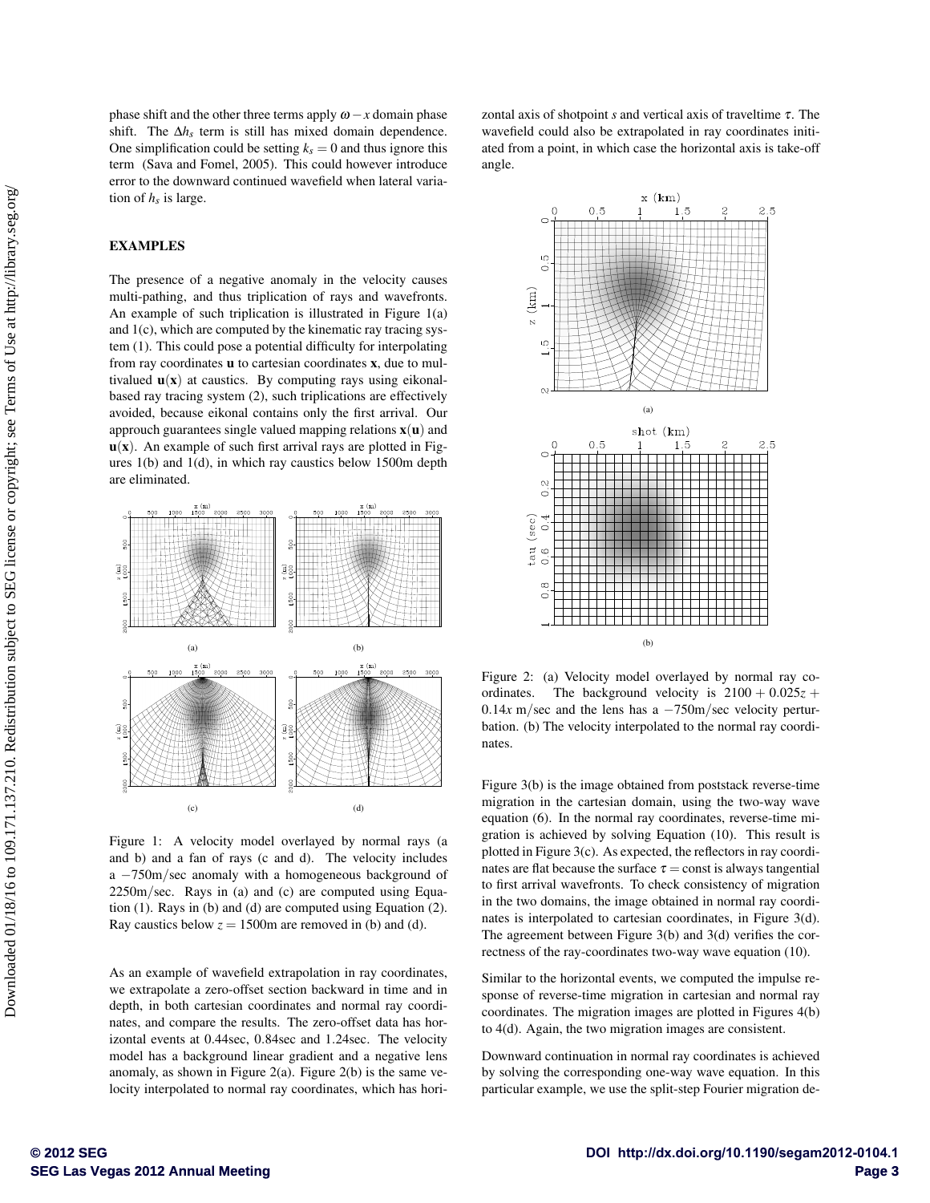phase shift and the other three terms apply $\omega - x$ domain phase shift. The $\Delta h_s$ term is still has mixed domain dependence. One simplification could be setting $k_s = 0$ and thus ignore this term (Sava and Fomel, 2005). This could however introduce error to the downward continued wavefield when lateral variation of $h_s$ is large.

## EXAMPLES

The presence of a negative anomaly in the velocity causes multi-pathing, and thus triplication of rays and wavefronts. An example of such triplication is illustrated in Figure 1(a) and 1(c), which are computed by the kinematic ray tracing system (1). This could pose a potential difficulty for interpolating from ray coordinates $\mathbf{u}$ to cartesian coordinates $\mathbf{x}$, due to multivalued $\mathbf{u}(\mathbf{x})$ at caustics. By computing rays using eikonal-based ray tracing system (2), such triplications are effectively avoided, because eikonal contains only the first arrival. Our approuch guarantees single valued mapping relations $\mathbf{x}(\mathbf{u})$ and $\mathbf{u}(\mathbf{x})$. An example of such first arrival rays are plotted in Figures 1(b) and 1(d), in which ray caustics below 1500m depth are eliminated.

Figure 1: A velocity model overlayed by normal rays (a and b) and a fan of rays (c and d). The velocity includes a $-750\text{m/sec}$ anomaly with a homogeneous background of $2250\text{m/sec}$. Rays in (a) and (c) are computed using Equation (1). Rays in (b) and (d) are computed using Equation (2). Ray caustics below $z = 1500\text{m}$ are removed in (b) and (d).

As an example of wavefield extrapolation in ray coordinates, we extrapolate a zero-offset section backward in time and in depth, in both cartesian coordinates and normal ray coordinates, and compare the results. The zero-offset data has horizontal events at 0.44sec, 0.84sec and 1.24sec. The velocity model has a background linear gradient and a negative lens anomaly, as shown in Figure 2(a). Figure 2(b) is the same velocity interpolated to normal ray coordinates, which has horizontal axis of shotpoint $s$ and vertical axis of traveltime $\tau$. The wavefield could also be extrapolated in ray coordinates initiated from a point, in which case the horizontal axis is take-off angle.

Figure 2: (a) Velocity model overlayed by normal ray coordinates. The background velocity is $2100 + 0.025z + 0.14x$ m/sec and the lens has a $-750\text{m/sec}$ velocity perturbation. (b) The velocity interpolated to the normal ray coordinates.

Figure 3(b) is the image obtained from poststack reverse-time migration in the cartesian domain, using the two-way wave equation (6). In the normal ray coordinates, reverse-time migration is achieved by solving Equation (10). This result is plotted in Figure 3(c). As expected, the reflectors in ray coordinates are flat because the surface $\tau = \text{const}$ is always tangential to first arrival wavefronts. To check consistency of migration in the two domains, the image obtained in normal ray coordinates is interpolated to cartesian coordinates, in Figure 3(d). The agreement between Figure 3(b) and 3(d) verifies the correctness of the ray-coordinates two-way wave equation (10).

Similar to the horizontal events, we computed the impulse response of reverse-time migration in cartesian and normal ray coordinates. The migration images are plotted in Figures 4(b) to 4(d). Again, the two migration images are consistent.

Downward continuation in normal ray coordinates is achieved by solving the corresponding one-way wave equation. In this particular example, we use the split-step Fourier migration de-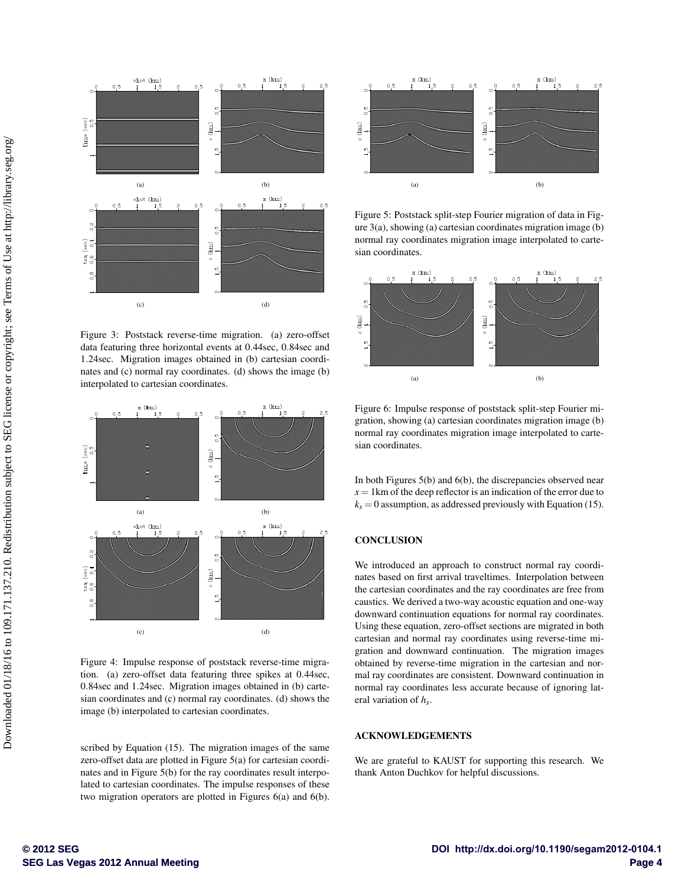Figure 3: Poststack reverse-time migration. (a) zero-offset data featuring three horizontal events at 0.44sec, 0.84sec and 1.24sec. Migration images obtained in (b) cartesian coordinates and (c) normal ray coordinates. (d) shows the image (b) interpolated to cartesian coordinates.

Figure 4: Impulse response of poststack reverse-time migration. (a) zero-offset data featuring three spikes at 0.44sec, 0.84sec and 1.24sec. Migration images obtained in (b) cartesian coordinates and (c) normal ray coordinates. (d) shows the image (b) interpolated to cartesian coordinates.

scribed by Equation (15). The migration images of the same zero-offset data are plotted in Figure 5(a) for cartesian coordinates and in Figure 5(b) for the ray coordinates result interpolated to cartesian coordinates. The impulse responses of these two migration operators are plotted in Figures 6(a) and 6(b).

Figure 5: Poststack split-step Fourier migration of data in Figure 3(a), showing (a) cartesian coordinates migration image (b) normal ray coordinates migration image interpolated to cartesian coordinates.

Figure 6: Impulse response of poststack split-step Fourier migration, showing (a) cartesian coordinates migration image (b) normal ray coordinates migration image interpolated to cartesian coordinates.

In both Figures 5(b) and 6(b), the discrepancies observed near $x = 1$km of the deep reflector is an indication of the error due to $k_s = 0$ assumption, as addressed previously with Equation (15).

## CONCLUSION

We introduced an approach to construct normal ray coordinates based on first arrival traveltimes. Interpolation between the cartesian coordinates and the ray coordinates are free from caustics. We derived a two-way acoustic equation and one-way downward continuation equations for normal ray coordinates. Using these equation, zero-offset sections are migrated in both cartesian and normal ray coordinates using reverse-time migration and downward continuation. The migration images obtained by reverse-time migration in the cartesian and normal ray coordinates are consistent. Downward continuation in normal ray coordinates less accurate because of ignoring lateral variation of $h_s$.

## ACKNOWLEDGEMENTS

We are grateful to KAUST for supporting this research. We thank Anton Duchkov for helpful discussions.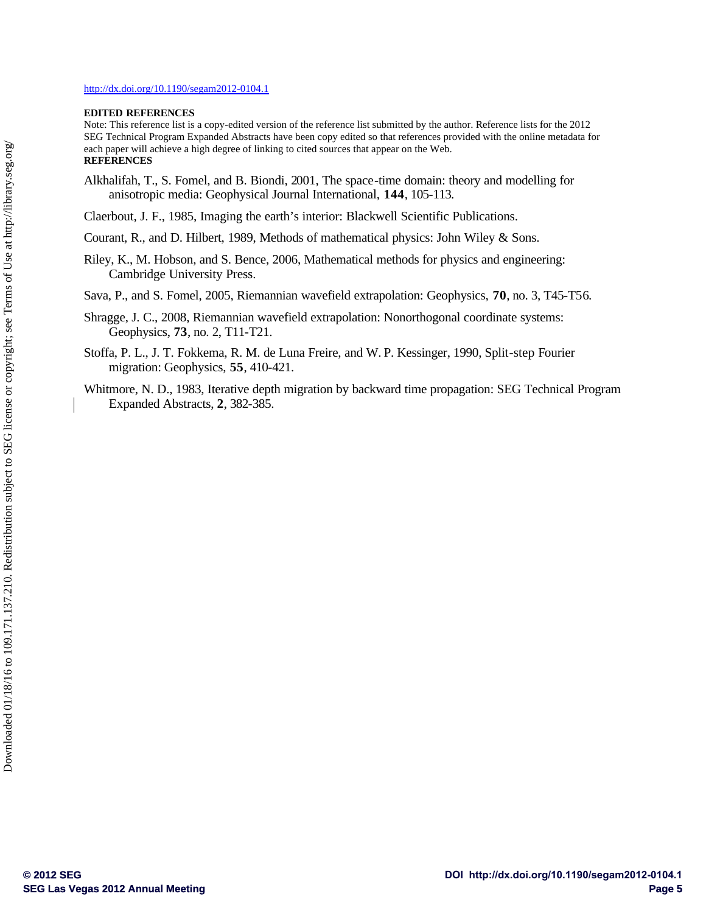http://dx.doi.org/10.1190/segam2012-0104.1

**EDITED REFERENCES**

Note: This reference list is a copy-edited version of the reference list submitted by the author. Reference lists for the 2012 SEG Technical Program Expanded Abstracts have been copy edited so that references provided with the online metadata for each paper will achieve a high degree of linking to cited sources that appear on the Web.

**REFERENCES**

Alkhalifah, T., S. Fomel, and B. Biondi, 2001, The space-time domain: theory and modelling for anisotropic media: Geophysical Journal International, **144**, 105-113.

Claerbout, J. F., 1985, Imaging the earth's interior: Blackwell Scientific Publications.

Courant, R., and D. Hilbert, 1989, Methods of mathematical physics: John Wiley & Sons.

Riley, K., M. Hobson, and S. Bence, 2006, Mathematical methods for physics and engineering: Cambridge University Press.

Sava, P., and S. Fomel, 2005, Riemannian wavefield extrapolation: Geophysics, **70**, no. 3, T45-T56.

Shragge, J. C., 2008, Riemannian wavefield extrapolation: Nonorthogonal coordinate systems: Geophysics, **73**, no. 2, T11-T21.

Stoffa, P. L., J. T. Fokkema, R. M. de Luna Freire, and W. P. Kessinger, 1990, Split-step Fourier migration: Geophysics, **55**, 410-421.

Whitmore, N. D., 1983, Iterative depth migration by backward time propagation: SEG Technical Program Expanded Abstracts, **2**, 382-385.